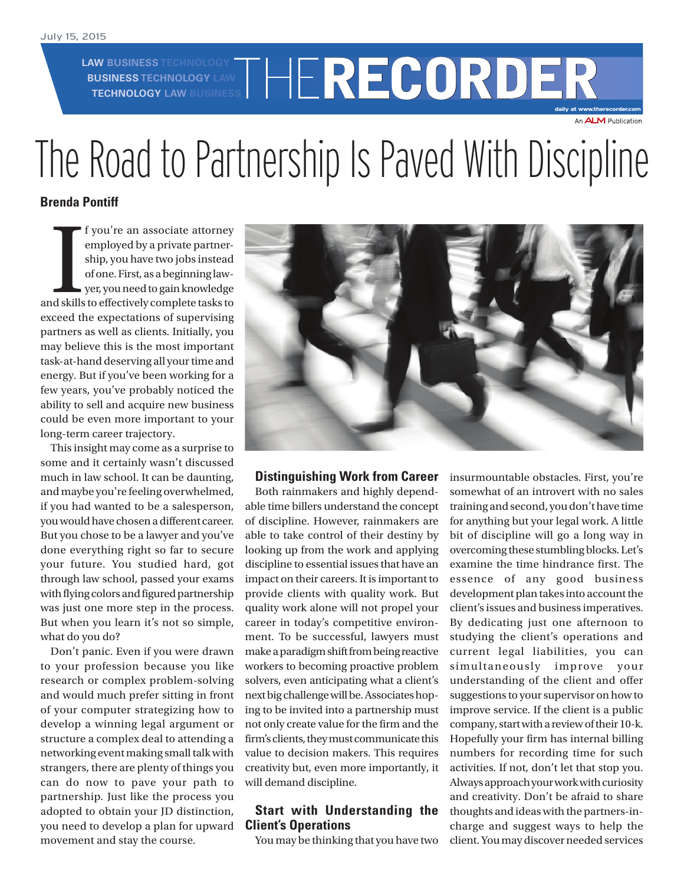# The Road to Partnership Is Paved With Discipline

**Brenda Pontiff**

If you're an associate attorney employed by a private partnership, you have two jobs instead of one. First, as a beginning lawyer, you need to gain knowledge and skills to effectively complete tasks to exceed the expectations of supervising partners as well as clients. Initially, you may believe this is the most important task-at-hand deserving all your time and energy. But if you've been working for a few years, you've probably noticed the ability to sell and acquire new business could be even more important to your long-term career trajectory.

This insight may come as a surprise to some and it certainly wasn't discussed much in law school. It can be daunting, and maybe you're feeling overwhelmed, if you had wanted to be a salesperson, you would have chosen a different career. But you chose to be a lawyer and you've done everything right so far to secure your future. You studied hard, got through law school, passed your exams with flying colors and figured partnership was just one more step in the process. But when you learn it's not so simple, what do you do?

Don't panic. Even if you were drawn to your profession because you like research or complex problem-solving and would much prefer sitting in front of your computer strategizing how to develop a winning legal argument or structure a complex deal to attending a networking event making small talk with strangers, there are plenty of things you can do now to pave your path to partnership. Just like the process you adopted to obtain your JD distinction, you need to develop a plan for upward movement and stay the course.

## Distinguishing Work from Career

Both rainmakers and highly dependable time billers understand the concept of discipline. However, rainmakers are able to take control of their destiny by looking up from the work and applying discipline to essential issues that have an impact on their careers. It is important to provide clients with quality work. But quality work alone will not propel your career in today's competitive environment. To be successful, lawyers must make a paradigm shift from being reactive workers to becoming proactive problem solvers, even anticipating what a client's next big challenge will be. Associates hoping to be invited into a partnership must not only create value for the firm and the firm's clients, they must communicate this value to decision makers. This requires creativity but, even more importantly, it will demand discipline.

## Start with Understanding the Client's Operations

You may be thinking that you have two insurmountable obstacles. First, you're somewhat of an introvert with no sales training and second, you don't have time for anything but your legal work. A little bit of discipline will go a long way in overcoming these stumbling blocks. Let's examine the time hindrance first. The essence of any good business development plan takes into account the client's issues and business imperatives. By dedicating just one afternoon to studying the client's operations and current legal liabilities, you can simultaneously improve your understanding of the client and offer suggestions to your supervisor on how to improve service. If the client is a public company, start with a review of their 10-k. Hopefully your firm has internal billing numbers for recording time for such activities. If not, don't let that stop you. Always approach your work with curiosity and creativity. Don't be afraid to share thoughts and ideas with the partners-in-charge and suggest ways to help the client. You may discover needed services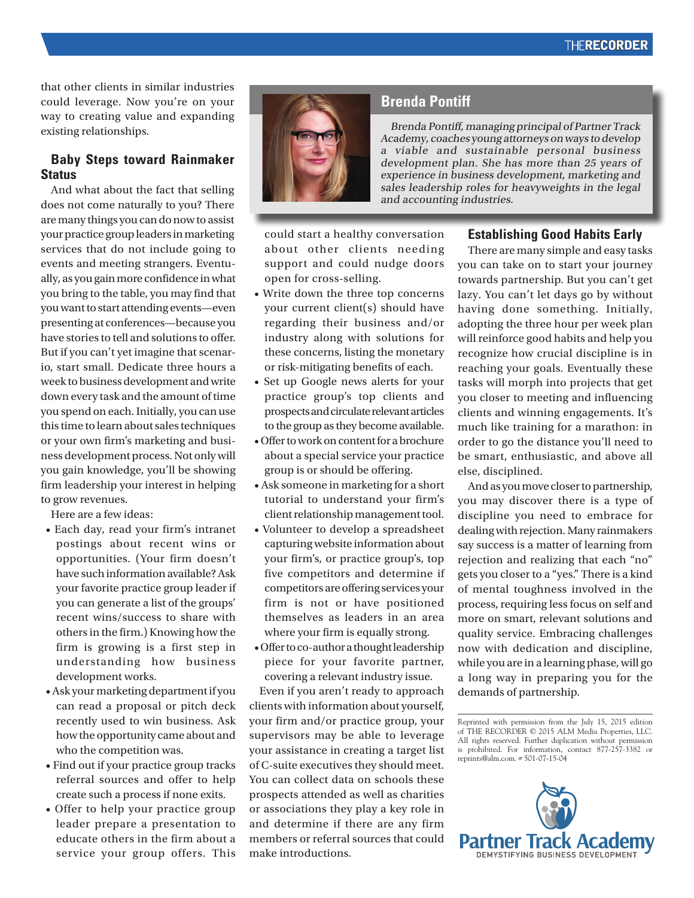that other clients in similar industries could leverage. Now you're on your way to creating value and expanding existing relationships.

### Baby Steps toward Rainmaker Status

And what about the fact that selling does not come naturally to you? There are many things you can do now to assist your practice group leaders in marketing services that do not include going to events and meeting strangers. Eventually, as you gain more confidence in what you bring to the table, you may find that you want to start attending events—even presenting at conferences—because you have stories to tell and solutions to offer. But if you can't yet imagine that scenario, start small. Dedicate three hours a week to business development and write down every task and the amount of time you spend on each. Initially, you can use this time to learn about sales techniques or your own firm's marketing and business development process. Not only will you gain knowledge, you'll be showing firm leadership your interest in helping to grow revenues.

Here are a few ideas:

- Each day, read your firm's intranet postings about recent wins or opportunities. (Your firm doesn't have such information available? Ask your favorite practice group leader if you can generate a list of the groups' recent wins/success to share with others in the firm.) Knowing how the firm is growing is a first step in understanding how business development works.
- Ask your marketing department if you can read a proposal or pitch deck recently used to win business. Ask how the opportunity came about and who the competition was.
- Find out if your practice group tracks referral sources and offer to help create such a process if none exits.
- Offer to help your practice group leader prepare a presentation to educate others in the firm about a service your group offers. This could start a healthy conversation about other clients needing support and could nudge doors open for cross-selling.
- Write down the three top concerns your current client(s) should have regarding their business and/or industry along with solutions for these concerns, listing the monetary or risk-mitigating benefits of each.
- Set up Google news alerts for your practice group's top clients and prospects and circulate relevant articles to the group as they become available.
- Offer to work on content for a brochure about a special service your practice group is or should be offering.
- Ask someone in marketing for a short tutorial to understand your firm's client relationship management tool.
- Volunteer to develop a spreadsheet capturing website information about your firm's, or practice group's, top five competitors and determine if competitors are offering services your firm is not or have positioned themselves as leaders in an area where your firm is equally strong.
- Offer to co-author a thought leadership piece for your favorite partner, covering a relevant industry issue.

Even if you aren't ready to approach clients with information about yourself, your firm and/or practice group, your supervisors may be able to leverage your assistance in creating a target list of C-suite executives they should meet. You can collect data on schools these prospects attended as well as charities or associations they play a key role in and determine if there are any firm members or referral sources that could make introductions.

### Establishing Good Habits Early

There are many simple and easy tasks you can take on to start your journey towards partnership. But you can't get lazy. You can't let days go by without having done something. Initially, adopting the three hour per week plan will reinforce good habits and help you recognize how crucial discipline is in reaching your goals. Eventually these tasks will morph into projects that get you closer to meeting and influencing clients and winning engagements. It's much like training for a marathon: in order to go the distance you'll need to be smart, enthusiastic, and above all else, disciplined.

And as you move closer to partnership, you may discover there is a type of discipline you need to embrace for dealing with rejection. Many rainmakers say success is a matter of learning from rejection and realizing that each "no" gets you closer to a "yes." There is a kind of mental toughness involved in the process, requiring less focus on self and more on smart, relevant solutions and quality service. Embracing challenges now with dedication and discipline, while you are in a learning phase, will go a long way in preparing you for the demands of partnership.

---

**Brenda Pontiff**

*Brenda Pontiff, managing principal of Partner Track Academy, coaches young attorneys on ways to develop a viable and sustainable personal business development plan. She has more than 25 years of experience in business development, marketing and sales leadership roles for heavyweights in the legal and accounting industries.*

---

Reprinted with permission from the July 15, 2015 edition of THE RECORDER © 2015 ALM Media Properties, LLC. All rights reserved. Further duplication without permission is prohibited. For information, contact 877-257-3382 or reprints@alm.com. # 501-07-15-04

Partner Track Academy
DEMYSTIFYING BUSINESS DEVELOPMENT